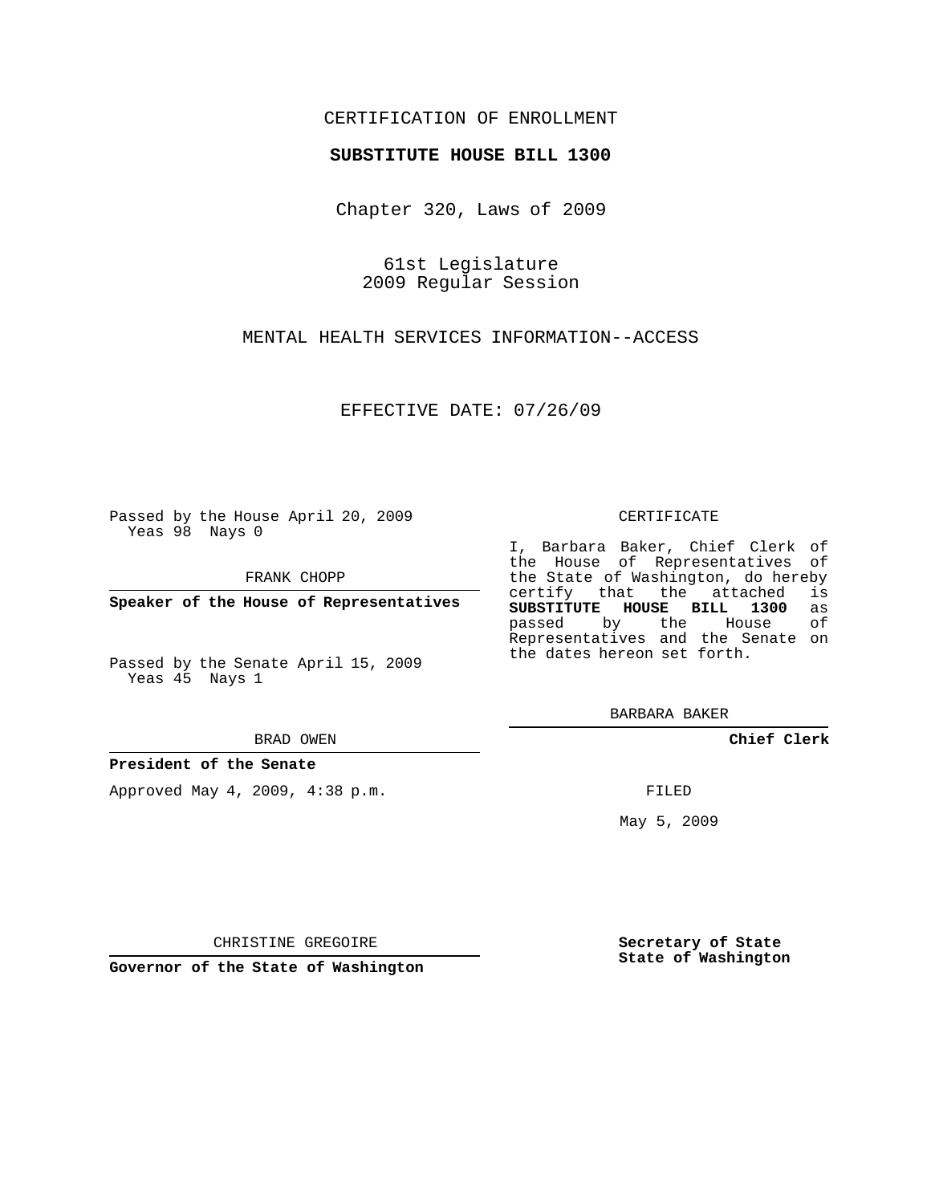CERTIFICATION OF ENROLLMENT

**SUBSTITUTE HOUSE BILL 1300**

Chapter 320, Laws of 2009

61st Legislature
2009 Regular Session

MENTAL HEALTH SERVICES INFORMATION--ACCESS

EFFECTIVE DATE: 07/26/09

Passed by the House April 20, 2009
Yeas 98 Nays 0

FRANK CHOPP

**Speaker of the House of Representatives**

Passed by the Senate April 15, 2009
Yeas 45 Nays 1

BRAD OWEN

**President of the Senate**

Approved May 4, 2009, 4:38 p.m.

CHRISTINE GREGOIRE

**Governor of the State of Washington**

CERTIFICATE

I, Barbara Baker, Chief Clerk of the House of Representatives of the State of Washington, do hereby certify that the attached is **SUBSTITUTE HOUSE BILL 1300** as passed by the House of Representatives and the Senate on the dates hereon set forth.

BARBARA BAKER

**Chief Clerk**

FILED

May 5, 2009

**Secretary of State**
**State of Washington**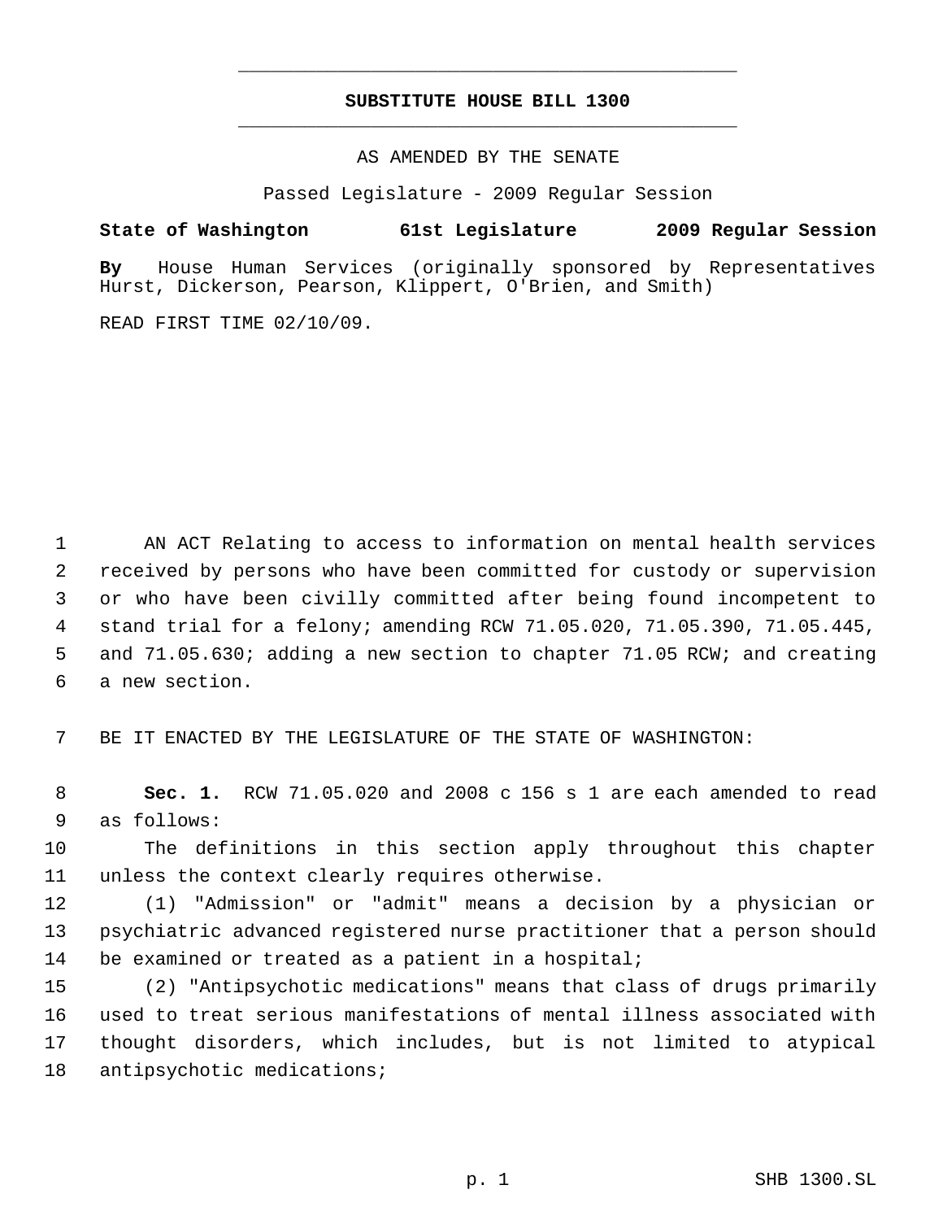# SUBSTITUTE HOUSE BILL 1300

AS AMENDED BY THE SENATE

Passed Legislature - 2009 Regular Session

**State of Washington 61st Legislature 2009 Regular Session**

**By** House Human Services (originally sponsored by Representatives Hurst, Dickerson, Pearson, Klippert, O'Brien, and Smith)

READ FIRST TIME 02/10/09.

AN ACT Relating to access to information on mental health services received by persons who have been committed for custody or supervision or who have been civilly committed after being found incompetent to stand trial for a felony; amending RCW 71.05.020, 71.05.390, 71.05.445, and 71.05.630; adding a new section to chapter 71.05 RCW; and creating a new section.

BE IT ENACTED BY THE LEGISLATURE OF THE STATE OF WASHINGTON:

**Sec. 1.** RCW 71.05.020 and 2008 c 156 s 1 are each amended to read as follows:

The definitions in this section apply throughout this chapter unless the context clearly requires otherwise.

(1) "Admission" or "admit" means a decision by a physician or psychiatric advanced registered nurse practitioner that a person should be examined or treated as a patient in a hospital;

(2) "Antipsychotic medications" means that class of drugs primarily used to treat serious manifestations of mental illness associated with thought disorders, which includes, but is not limited to atypical antipsychotic medications;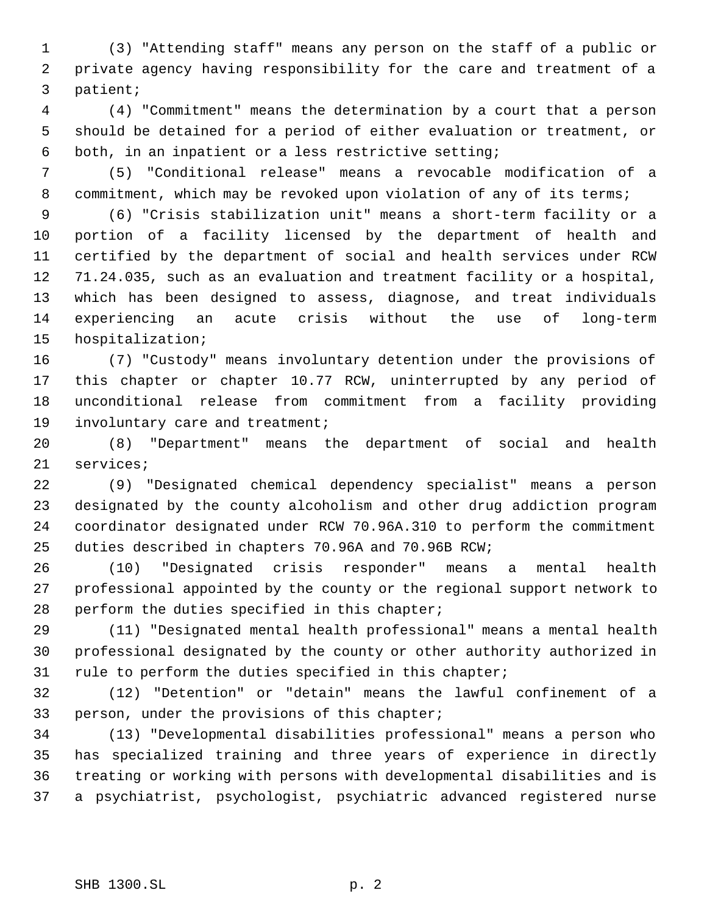(3) "Attending staff" means any person on the staff of a public or private agency having responsibility for the care and treatment of a patient;

(4) "Commitment" means the determination by a court that a person should be detained for a period of either evaluation or treatment, or both, in an inpatient or a less restrictive setting;

(5) "Conditional release" means a revocable modification of a commitment, which may be revoked upon violation of any of its terms;

(6) "Crisis stabilization unit" means a short-term facility or a portion of a facility licensed by the department of health and certified by the department of social and health services under RCW 71.24.035, such as an evaluation and treatment facility or a hospital, which has been designed to assess, diagnose, and treat individuals experiencing an acute crisis without the use of long-term hospitalization;

(7) "Custody" means involuntary detention under the provisions of this chapter or chapter 10.77 RCW, uninterrupted by any period of unconditional release from commitment from a facility providing involuntary care and treatment;

(8) "Department" means the department of social and health services;

(9) "Designated chemical dependency specialist" means a person designated by the county alcoholism and other drug addiction program coordinator designated under RCW 70.96A.310 to perform the commitment duties described in chapters 70.96A and 70.96B RCW;

(10) "Designated crisis responder" means a mental health professional appointed by the county or the regional support network to perform the duties specified in this chapter;

(11) "Designated mental health professional" means a mental health professional designated by the county or other authority authorized in rule to perform the duties specified in this chapter;

(12) "Detention" or "detain" means the lawful confinement of a person, under the provisions of this chapter;

(13) "Developmental disabilities professional" means a person who has specialized training and three years of experience in directly treating or working with persons with developmental disabilities and is a psychiatrist, psychologist, psychiatric advanced registered nurse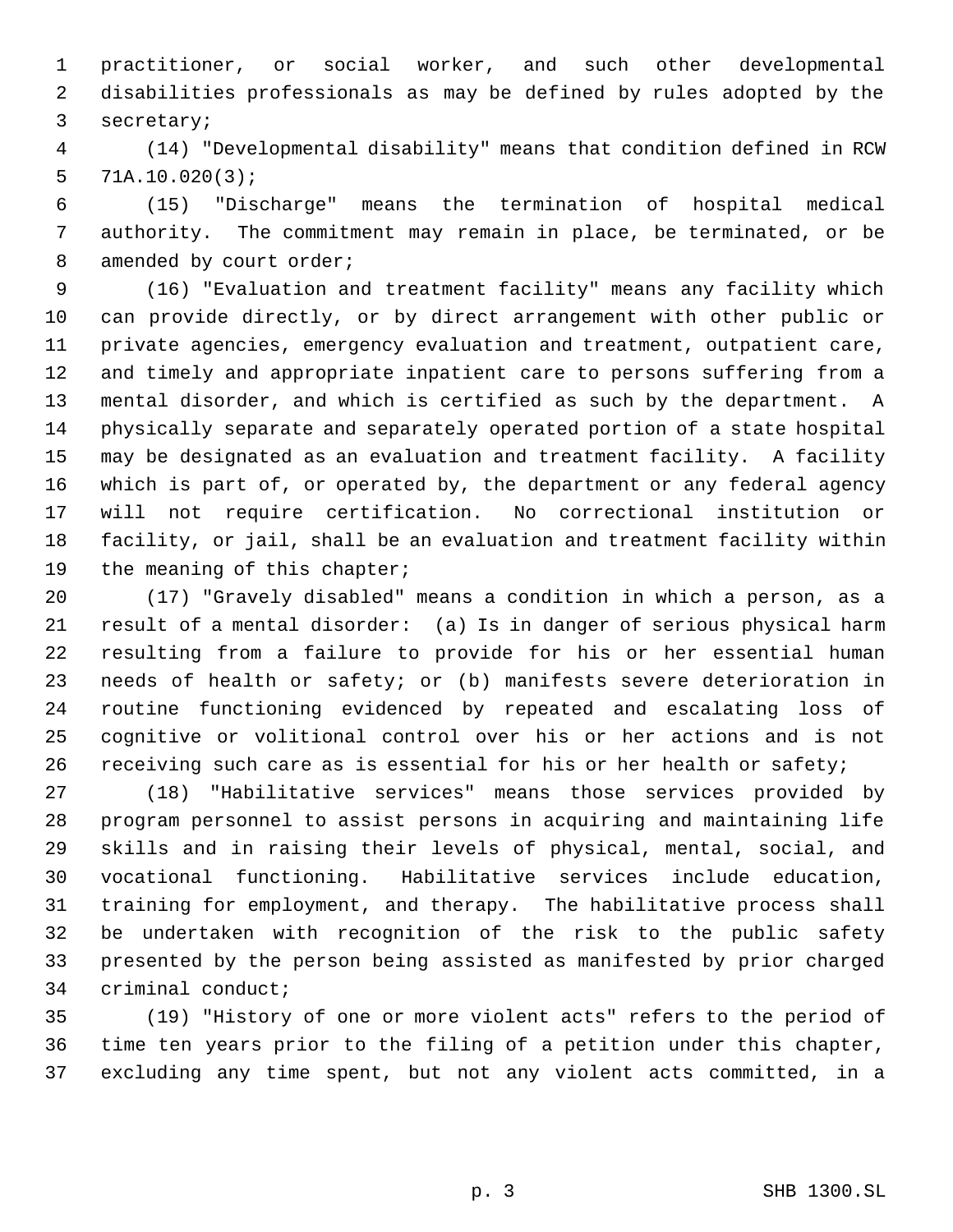practitioner, or social worker, and such other developmental disabilities professionals as may be defined by rules adopted by the secretary;

(14) "Developmental disability" means that condition defined in RCW 71A.10.020(3);

(15) "Discharge" means the termination of hospital medical authority. The commitment may remain in place, be terminated, or be amended by court order;

(16) "Evaluation and treatment facility" means any facility which can provide directly, or by direct arrangement with other public or private agencies, emergency evaluation and treatment, outpatient care, and timely and appropriate inpatient care to persons suffering from a mental disorder, and which is certified as such by the department. A physically separate and separately operated portion of a state hospital may be designated as an evaluation and treatment facility. A facility which is part of, or operated by, the department or any federal agency will not require certification. No correctional institution or facility, or jail, shall be an evaluation and treatment facility within the meaning of this chapter;

(17) "Gravely disabled" means a condition in which a person, as a result of a mental disorder: (a) Is in danger of serious physical harm resulting from a failure to provide for his or her essential human needs of health or safety; or (b) manifests severe deterioration in routine functioning evidenced by repeated and escalating loss of cognitive or volitional control over his or her actions and is not receiving such care as is essential for his or her health or safety;

(18) "Habilitative services" means those services provided by program personnel to assist persons in acquiring and maintaining life skills and in raising their levels of physical, mental, social, and vocational functioning. Habilitative services include education, training for employment, and therapy. The habilitative process shall be undertaken with recognition of the risk to the public safety presented by the person being assisted as manifested by prior charged criminal conduct;

(19) "History of one or more violent acts" refers to the period of time ten years prior to the filing of a petition under this chapter, excluding any time spent, but not any violent acts committed, in a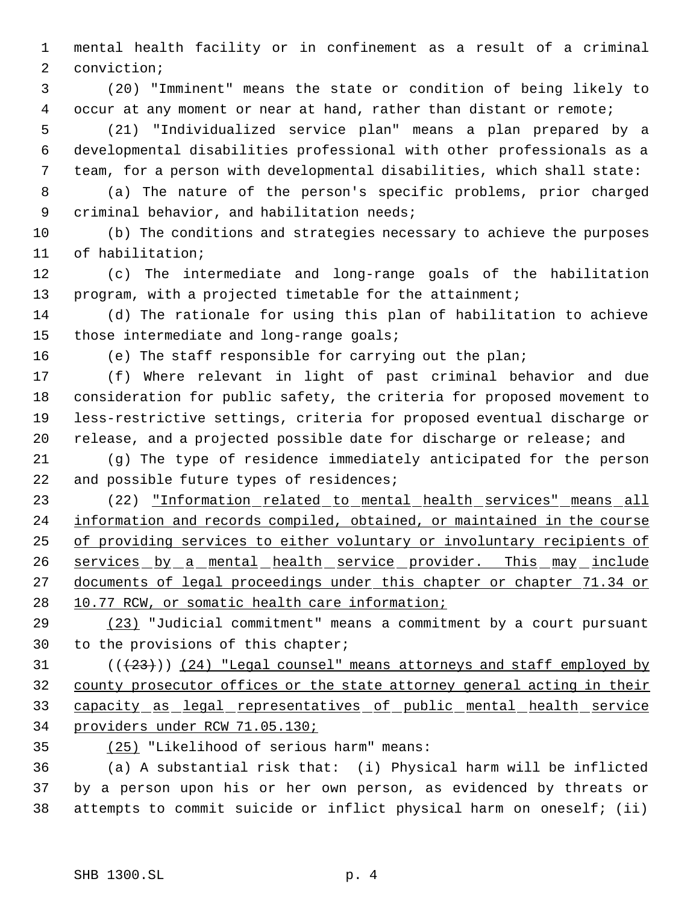mental health facility or in confinement as a result of a criminal conviction;

(20) "Imminent" means the state or condition of being likely to occur at any moment or near at hand, rather than distant or remote;

(21) "Individualized service plan" means a plan prepared by a developmental disabilities professional with other professionals as a team, for a person with developmental disabilities, which shall state:

(a) The nature of the person's specific problems, prior charged criminal behavior, and habilitation needs;

(b) The conditions and strategies necessary to achieve the purposes of habilitation;

(c) The intermediate and long-range goals of the habilitation program, with a projected timetable for the attainment;

(d) The rationale for using this plan of habilitation to achieve those intermediate and long-range goals;

(e) The staff responsible for carrying out the plan;

(f) Where relevant in light of past criminal behavior and due consideration for public safety, the criteria for proposed movement to less-restrictive settings, criteria for proposed eventual discharge or release, and a projected possible date for discharge or release; and

(g) The type of residence immediately anticipated for the person and possible future types of residences;

(22) <u>"Information related to mental health services" means all information and records compiled, obtained, or maintained in the course of providing services to either voluntary or involuntary recipients of services by a mental health service provider. This may include documents of legal proceedings under this chapter or chapter 71.34 or 10.77 RCW, or somatic health care information;</u>

<u>(23)</u> "Judicial commitment" means a commitment by a court pursuant to the provisions of this chapter;

(((~~23~~))) <u>(24) "Legal counsel" means attorneys and staff employed by county prosecutor offices or the state attorney general acting in their capacity as legal representatives of public mental health service providers under RCW 71.05.130;</u>

<u>(25)</u> "Likelihood of serious harm" means:

(a) A substantial risk that: (i) Physical harm will be inflicted by a person upon his or her own person, as evidenced by threats or attempts to commit suicide or inflict physical harm on oneself; (ii)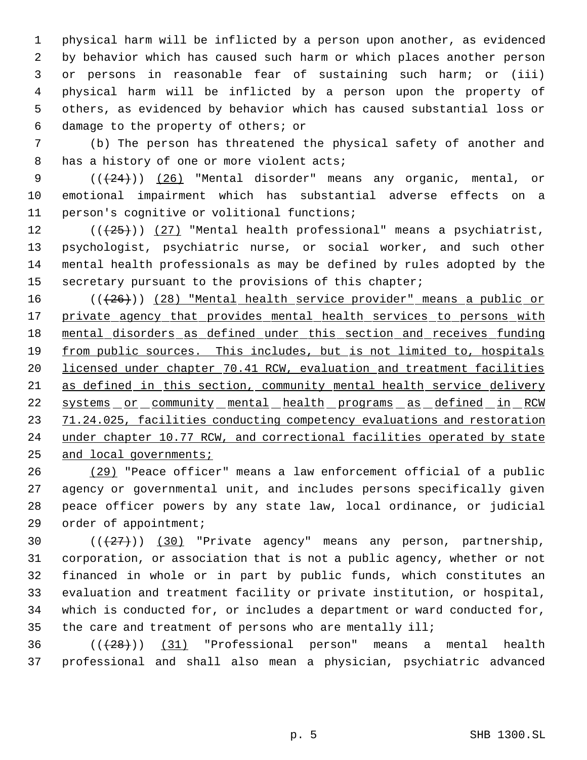physical harm will be inflicted by a person upon another, as evidenced by behavior which has caused such harm or which places another person or persons in reasonable fear of sustaining such harm; or (iii) physical harm will be inflicted by a person upon the property of others, as evidenced by behavior which has caused substantial loss or damage to the property of others; or

(b) The person has threatened the physical safety of another and has a history of one or more violent acts;

~~((~~(24)~~))~~ (26) "Mental disorder" means any organic, mental, or emotional impairment which has substantial adverse effects on a person's cognitive or volitional functions;

~~((~~(25)~~))~~ (27) "Mental health professional" means a psychiatrist, psychologist, psychiatric nurse, or social worker, and such other mental health professionals as may be defined by rules adopted by the secretary pursuant to the provisions of this chapter;

~~((~~(26)~~))~~ (28) "Mental health service provider" means a public or private agency that provides mental health services to persons with mental disorders as defined under this section and receives funding from public sources. This includes, but is not limited to, hospitals licensed under chapter 70.41 RCW, evaluation and treatment facilities as defined in this section, community mental health service delivery systems or community mental health programs as defined in RCW 71.24.025, facilities conducting competency evaluations and restoration under chapter 10.77 RCW, and correctional facilities operated by state and local governments;

(29) "Peace officer" means a law enforcement official of a public agency or governmental unit, and includes persons specifically given peace officer powers by any state law, local ordinance, or judicial order of appointment;

~~((~~(27)~~))~~ (30) "Private agency" means any person, partnership, corporation, or association that is not a public agency, whether or not financed in whole or in part by public funds, which constitutes an evaluation and treatment facility or private institution, or hospital, which is conducted for, or includes a department or ward conducted for, the care and treatment of persons who are mentally ill;

~~((~~(28)~~))~~ (31) "Professional person" means a mental health professional and shall also mean a physician, psychiatric advanced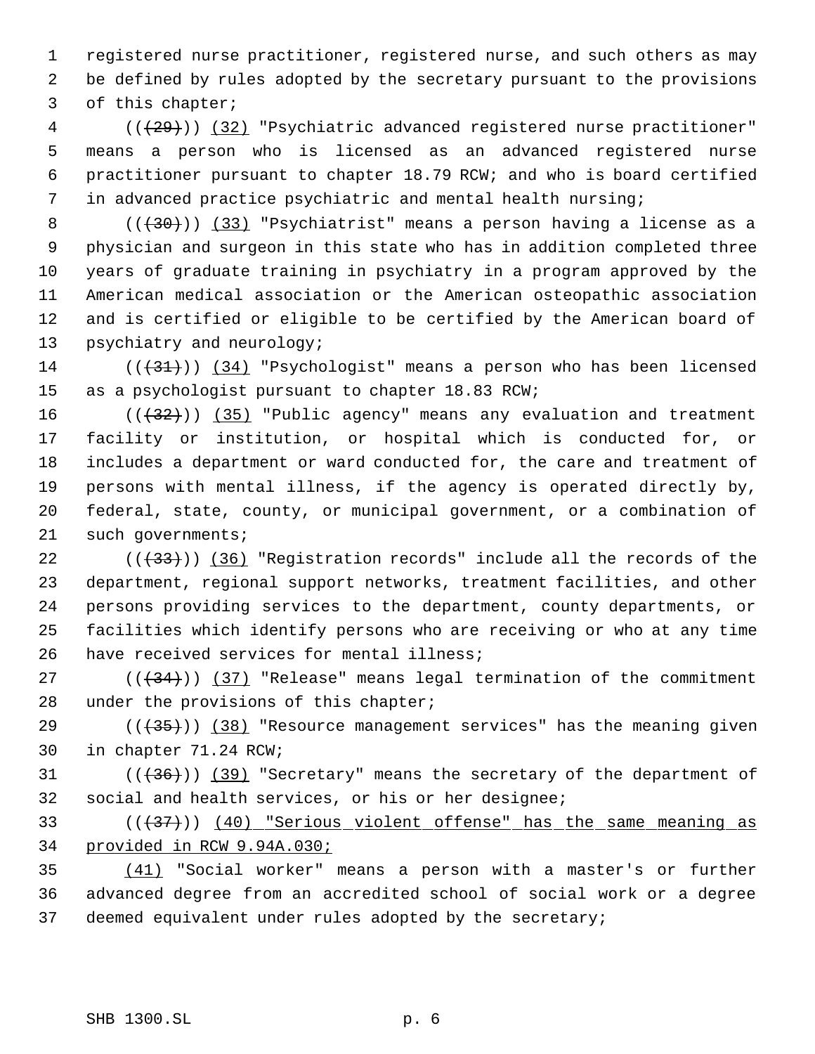registered nurse practitioner, registered nurse, and such others as may be defined by rules adopted by the secretary pursuant to the provisions of this chapter;

(((29))) (32) "Psychiatric advanced registered nurse practitioner" means a person who is licensed as an advanced registered nurse practitioner pursuant to chapter 18.79 RCW; and who is board certified in advanced practice psychiatric and mental health nursing;

(((30))) (33) "Psychiatrist" means a person having a license as a physician and surgeon in this state who has in addition completed three years of graduate training in psychiatry in a program approved by the American medical association or the American osteopathic association and is certified or eligible to be certified by the American board of psychiatry and neurology;

(((31))) (34) "Psychologist" means a person who has been licensed as a psychologist pursuant to chapter 18.83 RCW;

(((32))) (35) "Public agency" means any evaluation and treatment facility or institution, or hospital which is conducted for, or includes a department or ward conducted for, the care and treatment of persons with mental illness, if the agency is operated directly by, federal, state, county, or municipal government, or a combination of such governments;

(((33))) (36) "Registration records" include all the records of the department, regional support networks, treatment facilities, and other persons providing services to the department, county departments, or facilities which identify persons who are receiving or who at any time have received services for mental illness;

(((34))) (37) "Release" means legal termination of the commitment under the provisions of this chapter;

(((35))) (38) "Resource management services" has the meaning given in chapter 71.24 RCW;

(((36))) (39) "Secretary" means the secretary of the department of social and health services, or his or her designee;

(((37))) (40) "Serious violent offense" has the same meaning as provided in RCW 9.94A.030;

(41) "Social worker" means a person with a master's or further advanced degree from an accredited school of social work or a degree deemed equivalent under rules adopted by the secretary;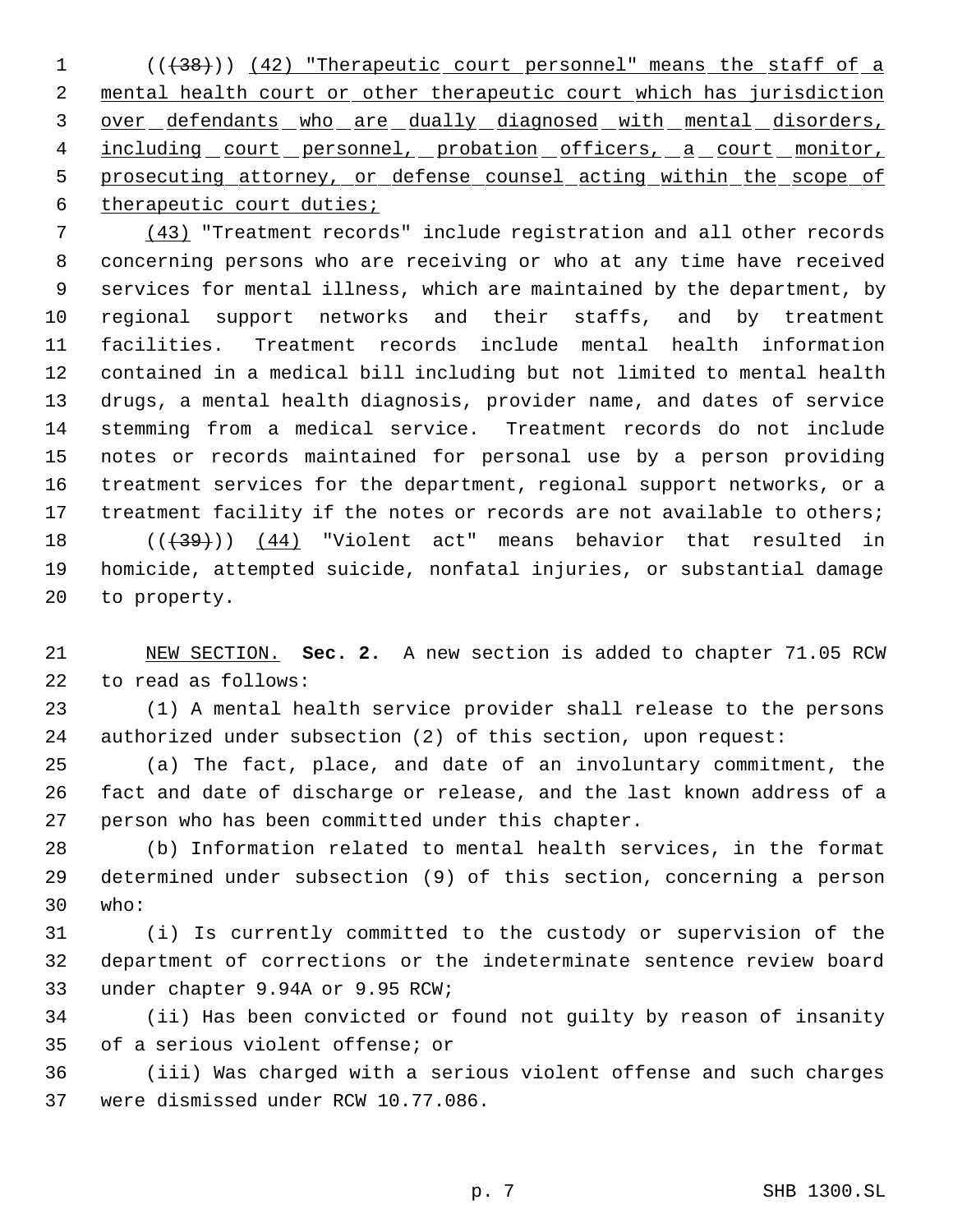((~~(38)~~)) <u>(42) "Therapeutic court personnel" means the staff of a mental health court or other therapeutic court which has jurisdiction over defendants who are dually diagnosed with mental disorders, including court personnel, probation officers, a court monitor, prosecuting attorney, or defense counsel acting within the scope of therapeutic court duties;</u>

<u>(43)</u> "Treatment records" include registration and all other records concerning persons who are receiving or who at any time have received services for mental illness, which are maintained by the department, by regional support networks and their staffs, and by treatment facilities. Treatment records include mental health information contained in a medical bill including but not limited to mental health drugs, a mental health diagnosis, provider name, and dates of service stemming from a medical service. Treatment records do not include notes or records maintained for personal use by a person providing treatment services for the department, regional support networks, or a treatment facility if the notes or records are not available to others;

((~~(39)~~)) <u>(44)</u> "Violent act" means behavior that resulted in homicide, attempted suicide, nonfatal injuries, or substantial damage to property.

<u>NEW SECTION.</u> **Sec. 2.** A new section is added to chapter 71.05 RCW to read as follows:

(1) A mental health service provider shall release to the persons authorized under subsection (2) of this section, upon request:

(a) The fact, place, and date of an involuntary commitment, the fact and date of discharge or release, and the last known address of a person who has been committed under this chapter.

(b) Information related to mental health services, in the format determined under subsection (9) of this section, concerning a person who:

(i) Is currently committed to the custody or supervision of the department of corrections or the indeterminate sentence review board under chapter 9.94A or 9.95 RCW;

(ii) Has been convicted or found not guilty by reason of insanity of a serious violent offense; or

(iii) Was charged with a serious violent offense and such charges were dismissed under RCW 10.77.086.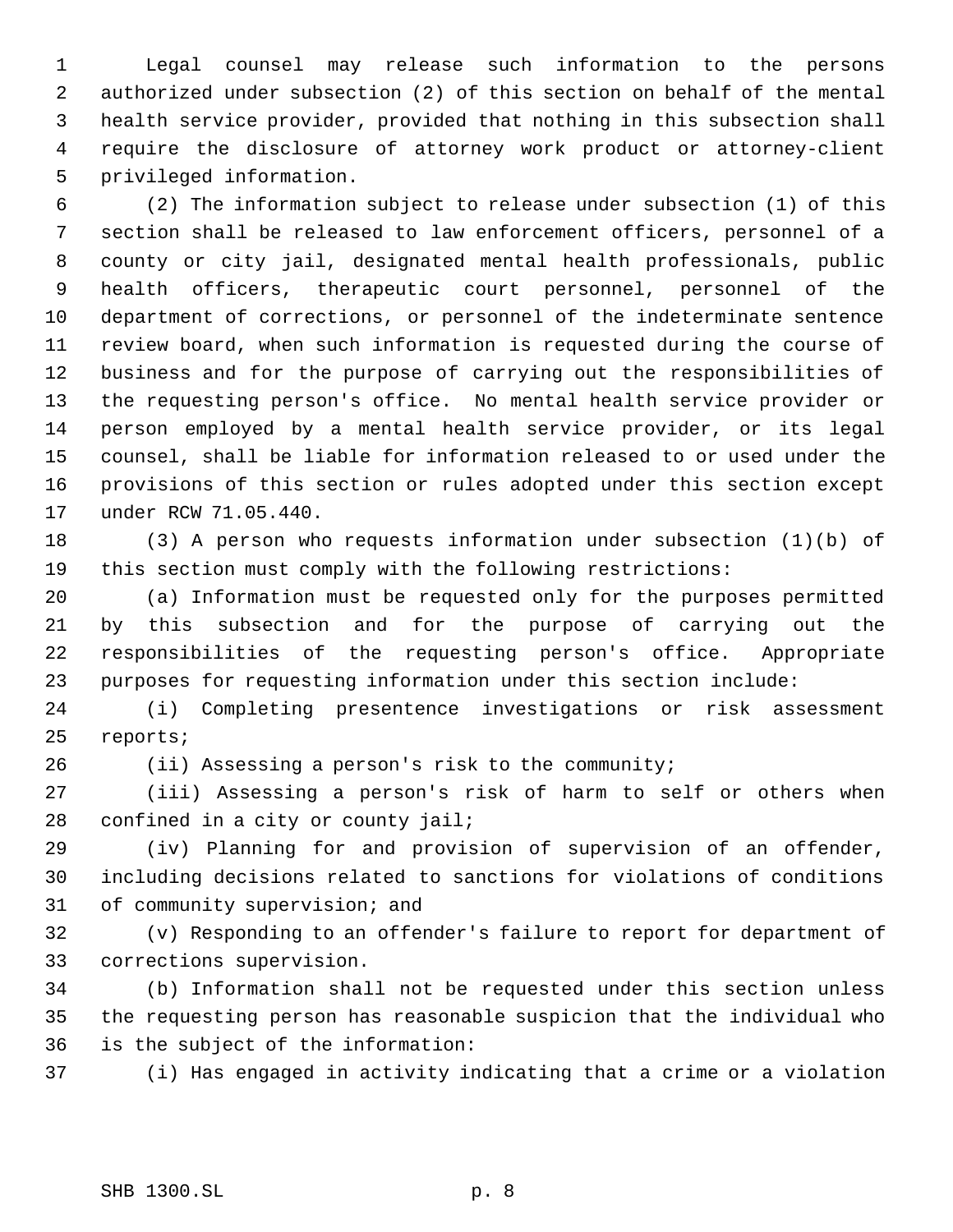Legal counsel may release such information to the persons authorized under subsection (2) of this section on behalf of the mental health service provider, provided that nothing in this subsection shall require the disclosure of attorney work product or attorney-client privileged information.

(2) The information subject to release under subsection (1) of this section shall be released to law enforcement officers, personnel of a county or city jail, designated mental health professionals, public health officers, therapeutic court personnel, personnel of the department of corrections, or personnel of the indeterminate sentence review board, when such information is requested during the course of business and for the purpose of carrying out the responsibilities of the requesting person's office. No mental health service provider or person employed by a mental health service provider, or its legal counsel, shall be liable for information released to or used under the provisions of this section or rules adopted under this section except under RCW 71.05.440.

(3) A person who requests information under subsection (1)(b) of this section must comply with the following restrictions:

(a) Information must be requested only for the purposes permitted by this subsection and for the purpose of carrying out the responsibilities of the requesting person's office. Appropriate purposes for requesting information under this section include:

(i) Completing presentence investigations or risk assessment reports;

(ii) Assessing a person's risk to the community;

(iii) Assessing a person's risk of harm to self or others when confined in a city or county jail;

(iv) Planning for and provision of supervision of an offender, including decisions related to sanctions for violations of conditions of community supervision; and

(v) Responding to an offender's failure to report for department of corrections supervision.

(b) Information shall not be requested under this section unless the requesting person has reasonable suspicion that the individual who is the subject of the information:

(i) Has engaged in activity indicating that a crime or a violation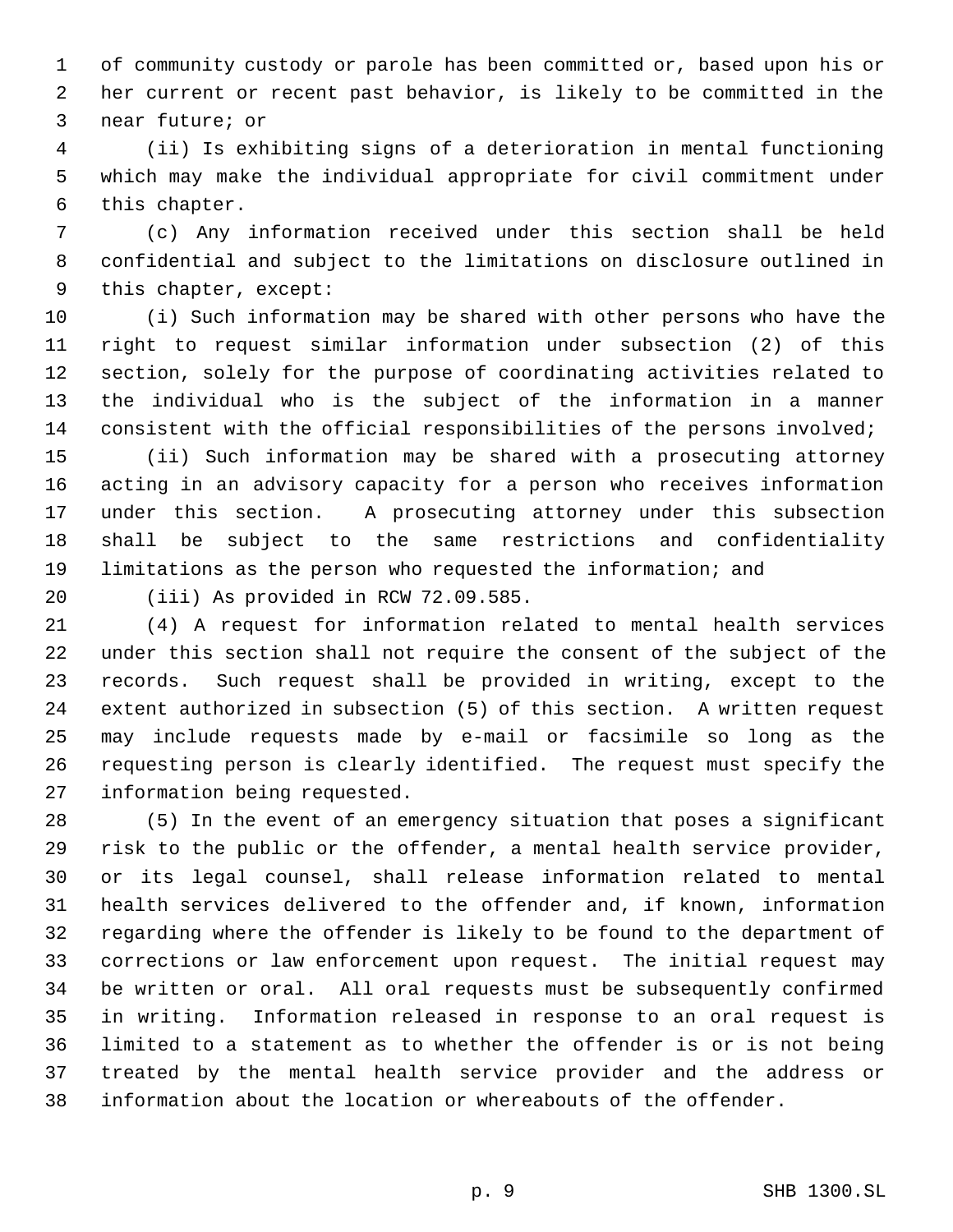of community custody or parole has been committed or, based upon his or her current or recent past behavior, is likely to be committed in the near future; or

(ii) Is exhibiting signs of a deterioration in mental functioning which may make the individual appropriate for civil commitment under this chapter.

(c) Any information received under this section shall be held confidential and subject to the limitations on disclosure outlined in this chapter, except:

(i) Such information may be shared with other persons who have the right to request similar information under subsection (2) of this section, solely for the purpose of coordinating activities related to the individual who is the subject of the information in a manner consistent with the official responsibilities of the persons involved;

(ii) Such information may be shared with a prosecuting attorney acting in an advisory capacity for a person who receives information under this section. A prosecuting attorney under this subsection shall be subject to the same restrictions and confidentiality limitations as the person who requested the information; and

(iii) As provided in RCW 72.09.585.

(4) A request for information related to mental health services under this section shall not require the consent of the subject of the records. Such request shall be provided in writing, except to the extent authorized in subsection (5) of this section. A written request may include requests made by e-mail or facsimile so long as the requesting person is clearly identified. The request must specify the information being requested.

(5) In the event of an emergency situation that poses a significant risk to the public or the offender, a mental health service provider, or its legal counsel, shall release information related to mental health services delivered to the offender and, if known, information regarding where the offender is likely to be found to the department of corrections or law enforcement upon request. The initial request may be written or oral. All oral requests must be subsequently confirmed in writing. Information released in response to an oral request is limited to a statement as to whether the offender is or is not being treated by the mental health service provider and the address or information about the location or whereabouts of the offender.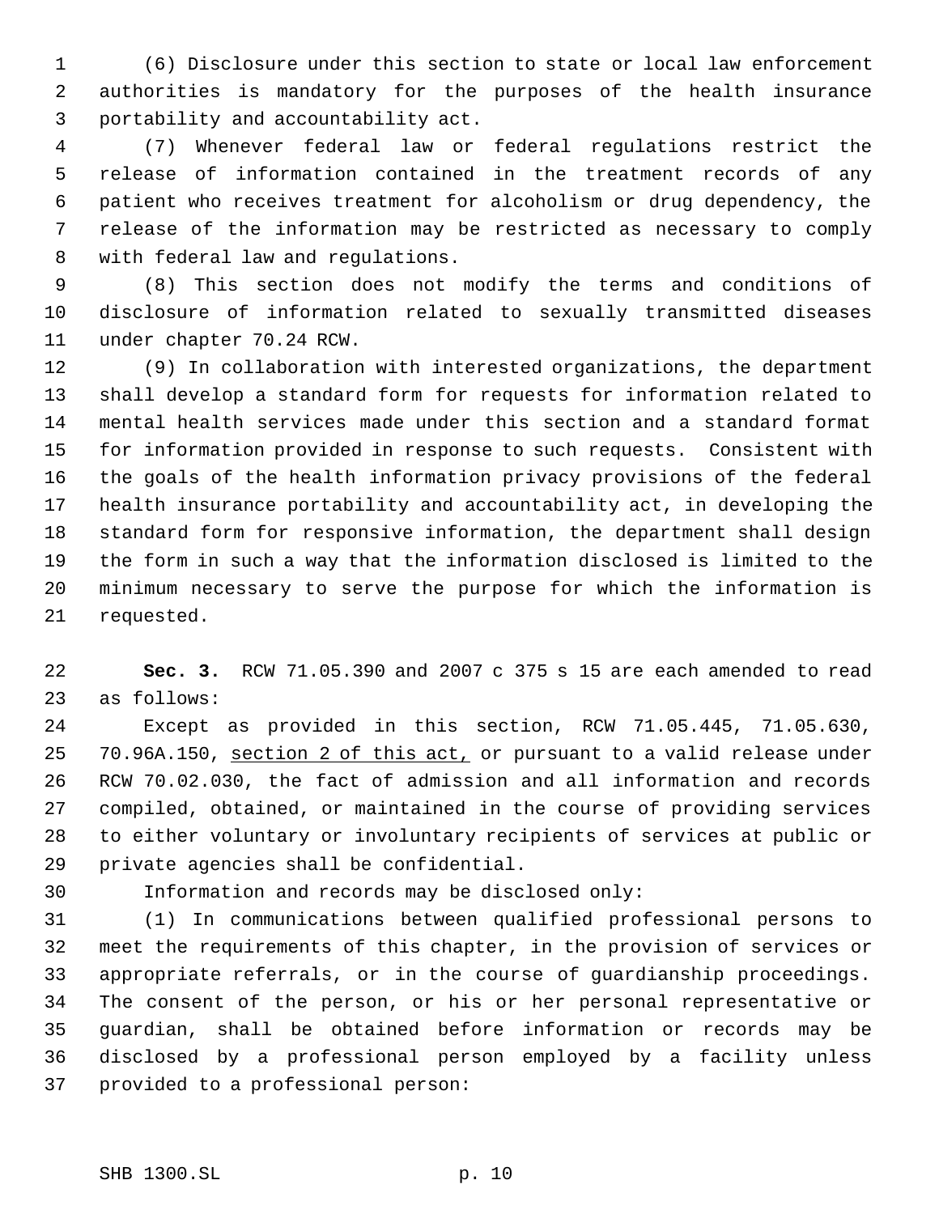(6) Disclosure under this section to state or local law enforcement authorities is mandatory for the purposes of the health insurance portability and accountability act.

(7) Whenever federal law or federal regulations restrict the release of information contained in the treatment records of any patient who receives treatment for alcoholism or drug dependency, the release of the information may be restricted as necessary to comply with federal law and regulations.

(8) This section does not modify the terms and conditions of disclosure of information related to sexually transmitted diseases under chapter 70.24 RCW.

(9) In collaboration with interested organizations, the department shall develop a standard form for requests for information related to mental health services made under this section and a standard format for information provided in response to such requests. Consistent with the goals of the health information privacy provisions of the federal health insurance portability and accountability act, in developing the standard form for responsive information, the department shall design the form in such a way that the information disclosed is limited to the minimum necessary to serve the purpose for which the information is requested.

**Sec. 3.** RCW 71.05.390 and 2007 c 375 s 15 are each amended to read as follows:

Except as provided in this section, RCW 71.05.445, 71.05.630, 70.96A.150, section 2 of this act, or pursuant to a valid release under RCW 70.02.030, the fact of admission and all information and records compiled, obtained, or maintained in the course of providing services to either voluntary or involuntary recipients of services at public or private agencies shall be confidential.

Information and records may be disclosed only:

(1) In communications between qualified professional persons to meet the requirements of this chapter, in the provision of services or appropriate referrals, or in the course of guardianship proceedings. The consent of the person, or his or her personal representative or guardian, shall be obtained before information or records may be disclosed by a professional person employed by a facility unless provided to a professional person: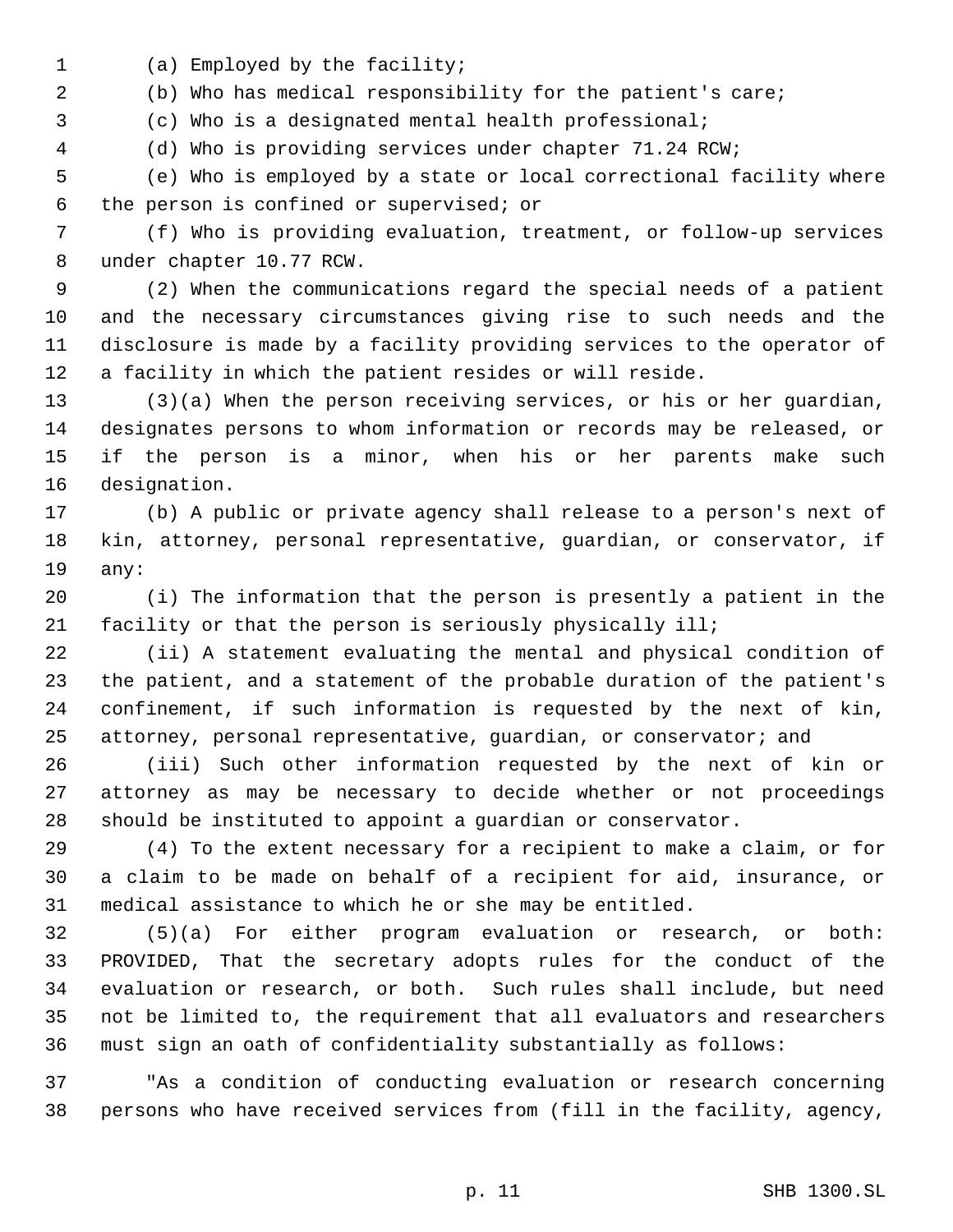(a) Employed by the facility;

(b) Who has medical responsibility for the patient's care;

(c) Who is a designated mental health professional;

(d) Who is providing services under chapter 71.24 RCW;

(e) Who is employed by a state or local correctional facility where the person is confined or supervised; or

(f) Who is providing evaluation, treatment, or follow-up services under chapter 10.77 RCW.

(2) When the communications regard the special needs of a patient and the necessary circumstances giving rise to such needs and the disclosure is made by a facility providing services to the operator of a facility in which the patient resides or will reside.

(3)(a) When the person receiving services, or his or her guardian, designates persons to whom information or records may be released, or if the person is a minor, when his or her parents make such designation.

(b) A public or private agency shall release to a person's next of kin, attorney, personal representative, guardian, or conservator, if any:

(i) The information that the person is presently a patient in the facility or that the person is seriously physically ill;

(ii) A statement evaluating the mental and physical condition of the patient, and a statement of the probable duration of the patient's confinement, if such information is requested by the next of kin, attorney, personal representative, guardian, or conservator; and

(iii) Such other information requested by the next of kin or attorney as may be necessary to decide whether or not proceedings should be instituted to appoint a guardian or conservator.

(4) To the extent necessary for a recipient to make a claim, or for a claim to be made on behalf of a recipient for aid, insurance, or medical assistance to which he or she may be entitled.

(5)(a) For either program evaluation or research, or both: PROVIDED, That the secretary adopts rules for the conduct of the evaluation or research, or both. Such rules shall include, but need not be limited to, the requirement that all evaluators and researchers must sign an oath of confidentiality substantially as follows:

"As a condition of conducting evaluation or research concerning persons who have received services from (fill in the facility, agency,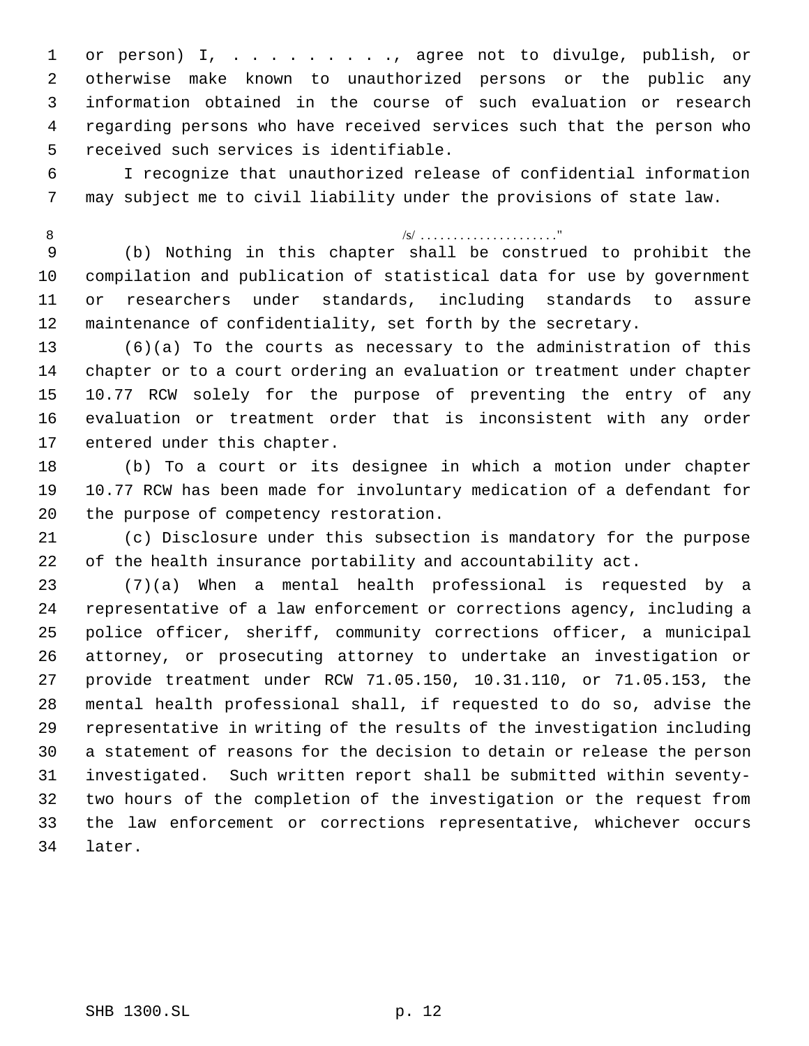or person) I, . . . . . . . . . ., agree not to divulge, publish, or otherwise make known to unauthorized persons or the public any information obtained in the course of such evaluation or research regarding persons who have received services such that the person who received such services is identifiable.

I recognize that unauthorized release of confidential information may subject me to civil liability under the provisions of state law.

/s/ . . . . . . . . . . . . . . . . . . . . ."

(b) Nothing in this chapter shall be construed to prohibit the compilation and publication of statistical data for use by government or researchers under standards, including standards to assure maintenance of confidentiality, set forth by the secretary.

(6)(a) To the courts as necessary to the administration of this chapter or to a court ordering an evaluation or treatment under chapter 10.77 RCW solely for the purpose of preventing the entry of any evaluation or treatment order that is inconsistent with any order entered under this chapter.

(b) To a court or its designee in which a motion under chapter 10.77 RCW has been made for involuntary medication of a defendant for the purpose of competency restoration.

(c) Disclosure under this subsection is mandatory for the purpose of the health insurance portability and accountability act.

(7)(a) When a mental health professional is requested by a representative of a law enforcement or corrections agency, including a police officer, sheriff, community corrections officer, a municipal attorney, or prosecuting attorney to undertake an investigation or provide treatment under RCW 71.05.150, 10.31.110, or 71.05.153, the mental health professional shall, if requested to do so, advise the representative in writing of the results of the investigation including a statement of reasons for the decision to detain or release the person investigated. Such written report shall be submitted within seventy-two hours of the completion of the investigation or the request from the law enforcement or corrections representative, whichever occurs later.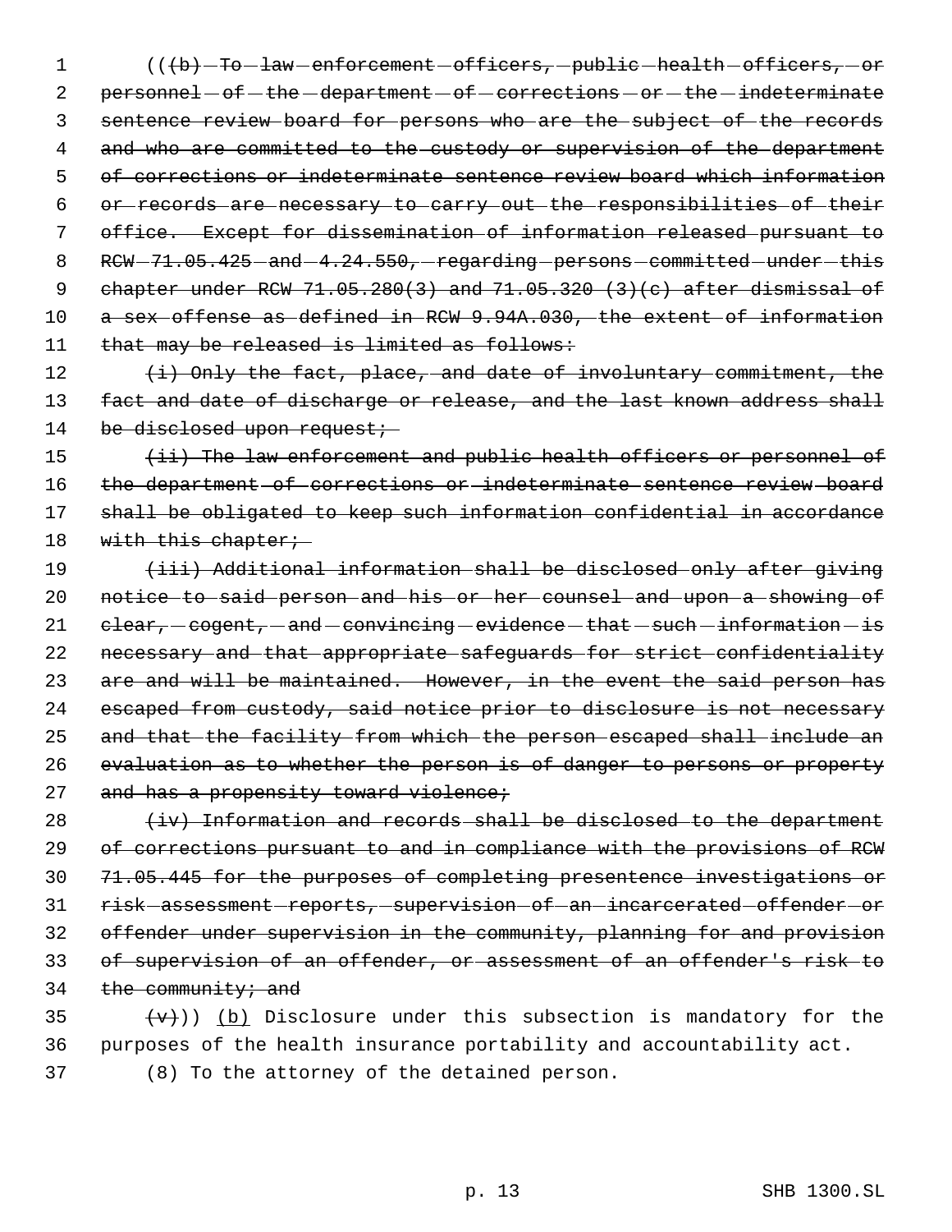(((b) To law enforcement officers, public health officers, or personnel of the department of corrections or the indeterminate sentence review board for persons who are the subject of the records and who are committed to the custody or supervision of the department of corrections or indeterminate sentence review board which information or records are necessary to carry out the responsibilities of their office. Except for dissemination of information released pursuant to RCW 71.05.425 and 4.24.550, regarding persons committed under this chapter under RCW 71.05.280(3) and 71.05.320 (3)(c) after dismissal of a sex offense as defined in RCW 9.94A.030, the extent of information that may be released is limited as follows:

(i) Only the fact, place, and date of involuntary commitment, the fact and date of discharge or release, and the last known address shall be disclosed upon request;

(ii) The law enforcement and public health officers or personnel of the department of corrections or indeterminate sentence review board shall be obligated to keep such information confidential in accordance with this chapter;

(iii) Additional information shall be disclosed only after giving notice to said person and his or her counsel and upon a showing of clear, cogent, and convincing evidence that such information is necessary and that appropriate safeguards for strict confidentiality are and will be maintained. However, in the event the said person has escaped from custody, said notice prior to disclosure is not necessary and that the facility from which the person escaped shall include an evaluation as to whether the person is of danger to persons or property and has a propensity toward violence;

(iv) Information and records shall be disclosed to the department of corrections pursuant to and in compliance with the provisions of RCW 71.05.445 for the purposes of completing presentence investigations or risk assessment reports, supervision of an incarcerated offender or offender under supervision in the community, planning for and provision of supervision of an offender, or assessment of an offender's risk to the community; and

(v))) (b) Disclosure under this subsection is mandatory for the purposes of the health insurance portability and accountability act.

(8) To the attorney of the detained person.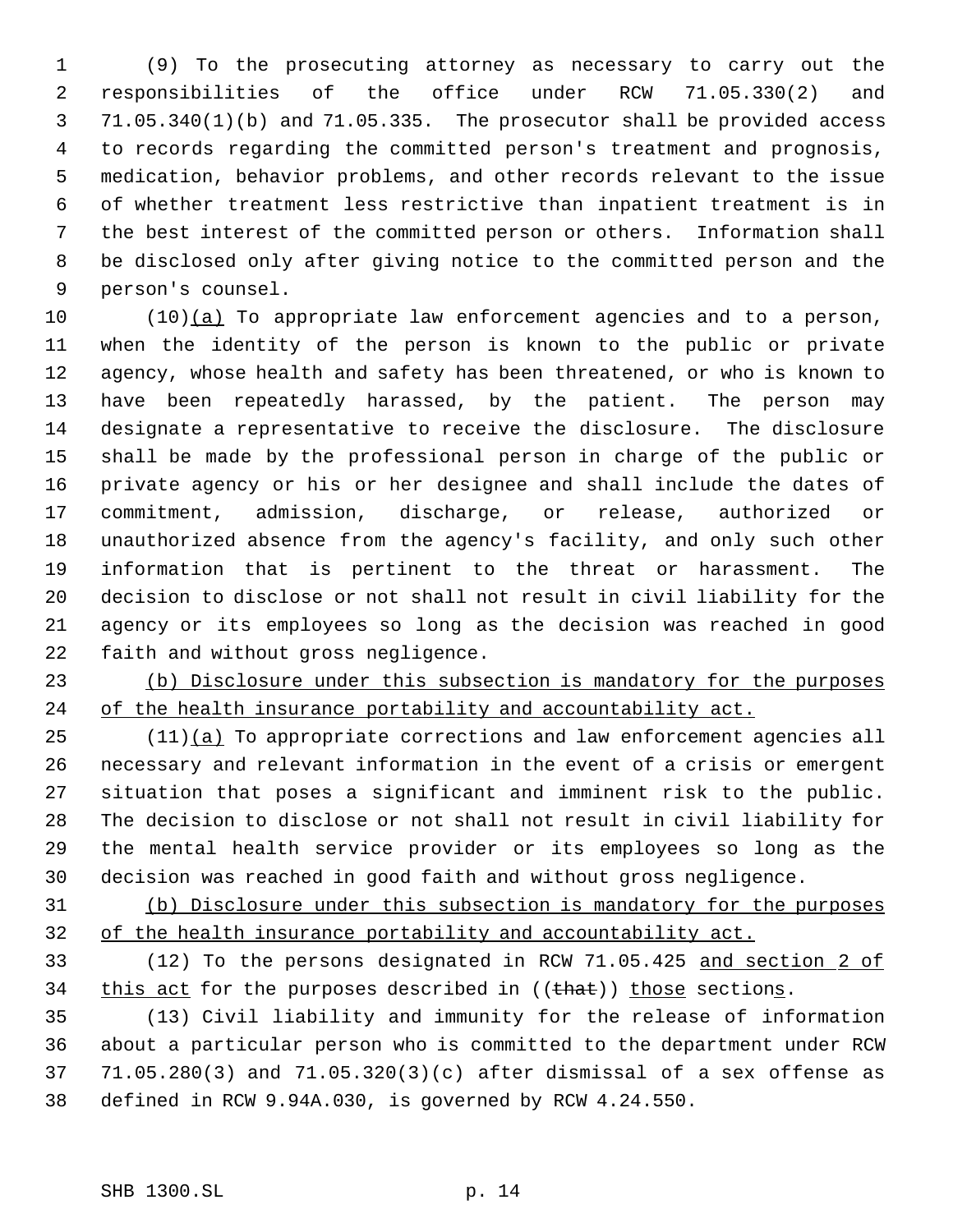(9) To the prosecuting attorney as necessary to carry out the responsibilities of the office under RCW 71.05.330(2) and 71.05.340(1)(b) and 71.05.335. The prosecutor shall be provided access to records regarding the committed person's treatment and prognosis, medication, behavior problems, and other records relevant to the issue of whether treatment less restrictive than inpatient treatment is in the best interest of the committed person or others. Information shall be disclosed only after giving notice to the committed person and the person's counsel.

(10)(a) To appropriate law enforcement agencies and to a person, when the identity of the person is known to the public or private agency, whose health and safety has been threatened, or who is known to have been repeatedly harassed, by the patient. The person may designate a representative to receive the disclosure. The disclosure shall be made by the professional person in charge of the public or private agency or his or her designee and shall include the dates of commitment, admission, discharge, or release, authorized or unauthorized absence from the agency's facility, and only such other information that is pertinent to the threat or harassment. The decision to disclose or not shall not result in civil liability for the agency or its employees so long as the decision was reached in good faith and without gross negligence.

(b) Disclosure under this subsection is mandatory for the purposes of the health insurance portability and accountability act.

(11)(a) To appropriate corrections and law enforcement agencies all necessary and relevant information in the event of a crisis or emergent situation that poses a significant and imminent risk to the public. The decision to disclose or not shall not result in civil liability for the mental health service provider or its employees so long as the decision was reached in good faith and without gross negligence.

(b) Disclosure under this subsection is mandatory for the purposes of the health insurance portability and accountability act.

(12) To the persons designated in RCW 71.05.425 and section 2 of this act for the purposes described in ((~~that~~)) those sections.

(13) Civil liability and immunity for the release of information about a particular person who is committed to the department under RCW 71.05.280(3) and 71.05.320(3)(c) after dismissal of a sex offense as defined in RCW 9.94A.030, is governed by RCW 4.24.550.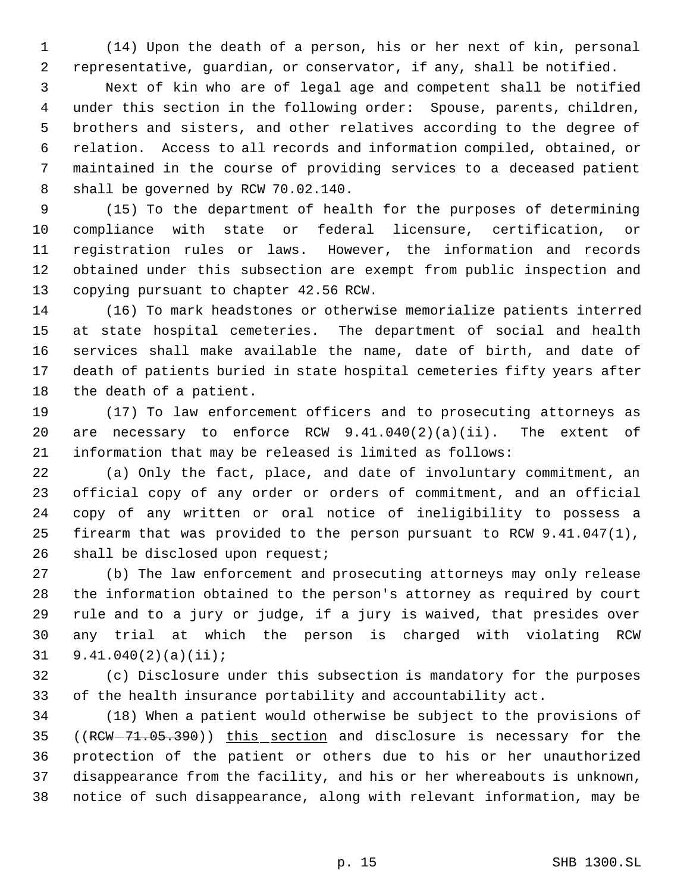(14) Upon the death of a person, his or her next of kin, personal representative, guardian, or conservator, if any, shall be notified.

Next of kin who are of legal age and competent shall be notified under this section in the following order: Spouse, parents, children, brothers and sisters, and other relatives according to the degree of relation. Access to all records and information compiled, obtained, or maintained in the course of providing services to a deceased patient shall be governed by RCW 70.02.140.

(15) To the department of health for the purposes of determining compliance with state or federal licensure, certification, or registration rules or laws. However, the information and records obtained under this subsection are exempt from public inspection and copying pursuant to chapter 42.56 RCW.

(16) To mark headstones or otherwise memorialize patients interred at state hospital cemeteries. The department of social and health services shall make available the name, date of birth, and date of death of patients buried in state hospital cemeteries fifty years after the death of a patient.

(17) To law enforcement officers and to prosecuting attorneys as are necessary to enforce RCW 9.41.040(2)(a)(ii). The extent of information that may be released is limited as follows:

(a) Only the fact, place, and date of involuntary commitment, an official copy of any order or orders of commitment, and an official copy of any written or oral notice of ineligibility to possess a firearm that was provided to the person pursuant to RCW 9.41.047(1), shall be disclosed upon request;

(b) The law enforcement and prosecuting attorneys may only release the information obtained to the person's attorney as required by court rule and to a jury or judge, if a jury is waived, that presides over any trial at which the person is charged with violating RCW 9.41.040(2)(a)(ii);

(c) Disclosure under this subsection is mandatory for the purposes of the health insurance portability and accountability act.

(18) When a patient would otherwise be subject to the provisions of ((~~RCW 71.05.390~~)) <u>this section</u> and disclosure is necessary for the protection of the patient or others due to his or her unauthorized disappearance from the facility, and his or her whereabouts is unknown, notice of such disappearance, along with relevant information, may be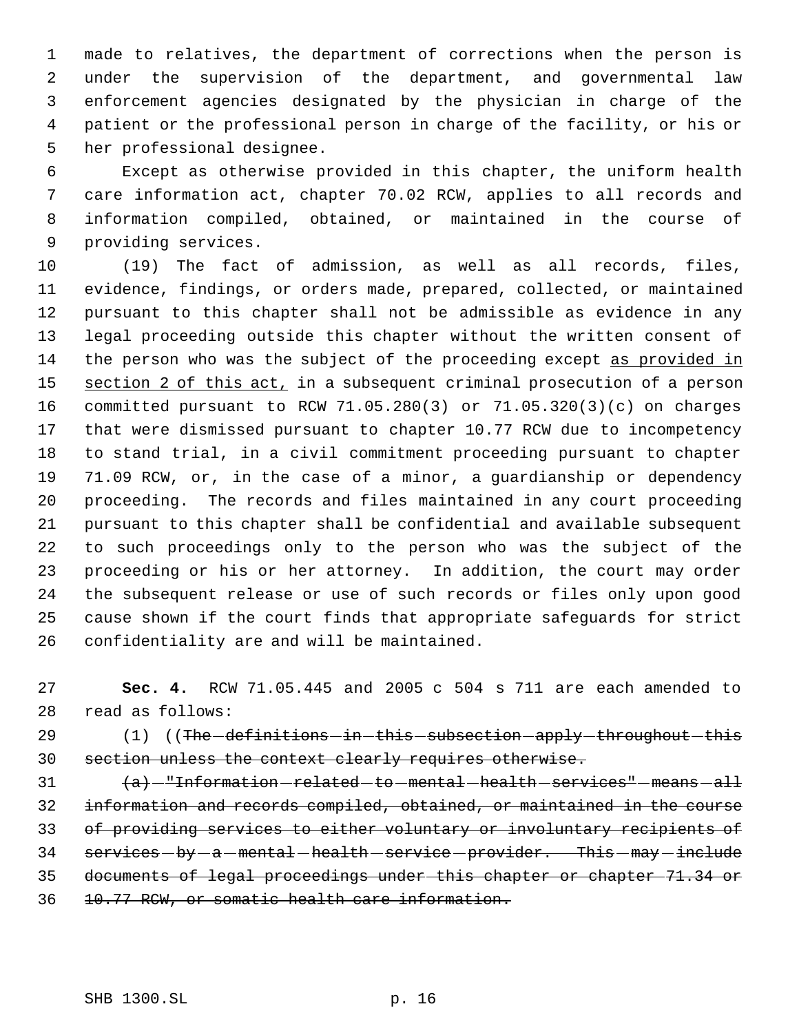made to relatives, the department of corrections when the person is under the supervision of the department, and governmental law enforcement agencies designated by the physician in charge of the patient or the professional person in charge of the facility, or his or her professional designee.

Except as otherwise provided in this chapter, the uniform health care information act, chapter 70.02 RCW, applies to all records and information compiled, obtained, or maintained in the course of providing services.

(19) The fact of admission, as well as all records, files, evidence, findings, or orders made, prepared, collected, or maintained pursuant to this chapter shall not be admissible as evidence in any legal proceeding outside this chapter without the written consent of the person who was the subject of the proceeding except <u>as provided in section 2 of this act,</u> in a subsequent criminal prosecution of a person committed pursuant to RCW 71.05.280(3) or 71.05.320(3)(c) on charges that were dismissed pursuant to chapter 10.77 RCW due to incompetency to stand trial, in a civil commitment proceeding pursuant to chapter 71.09 RCW, or, in the case of a minor, a guardianship or dependency proceeding. The records and files maintained in any court proceeding pursuant to this chapter shall be confidential and available subsequent to such proceedings only to the person who was the subject of the proceeding or his or her attorney. In addition, the court may order the subsequent release or use of such records or files only upon good cause shown if the court finds that appropriate safeguards for strict confidentiality are and will be maintained.

**Sec. 4.** RCW 71.05.445 and 2005 c 504 s 711 are each amended to read as follows:

(1) ((~~The definitions in this subsection apply throughout this section unless the context clearly requires otherwise.~~

~~(a) "Information related to mental health services" means all information and records compiled, obtained, or maintained in the course of providing services to either voluntary or involuntary recipients of services by a mental health service provider. This may include documents of legal proceedings under this chapter or chapter 71.34 or 10.77 RCW, or somatic health care information.~~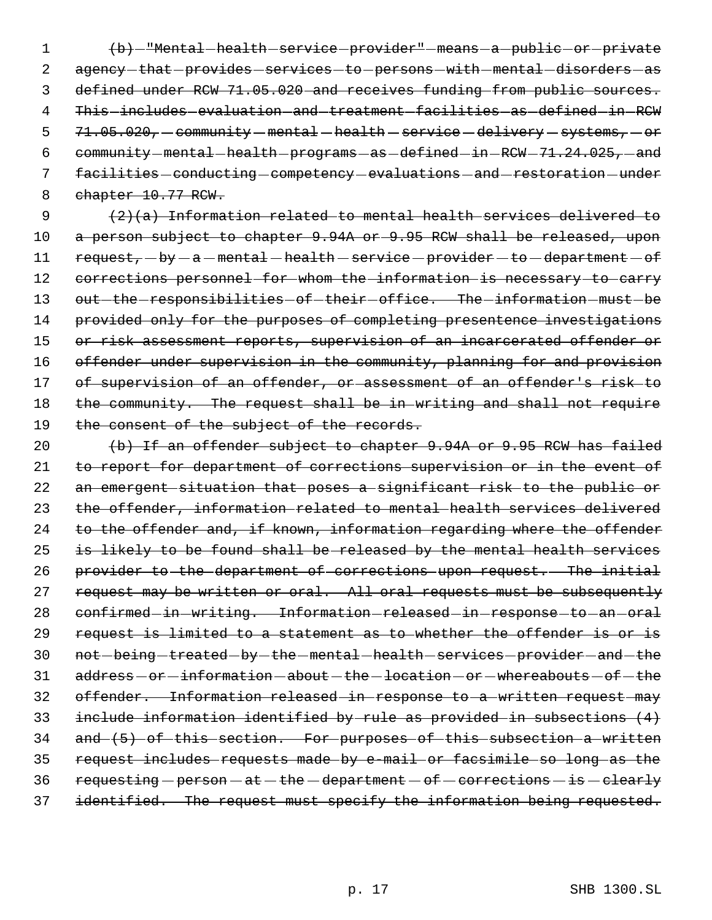~~(b) "Mental health service provider" means a public or private agency that provides services to persons with mental disorders as defined under RCW 71.05.020 and receives funding from public sources. This includes evaluation and treatment facilities as defined in RCW 71.05.020, community mental health service delivery systems, or community mental health programs as defined in RCW 71.24.025, and facilities conducting competency evaluations and restoration under chapter 10.77 RCW.~~

~~(2)(a) Information related to mental health services delivered to a person subject to chapter 9.94A or 9.95 RCW shall be released, upon request, by a mental health service provider to department of corrections personnel for whom the information is necessary to carry out the responsibilities of their office. The information must be provided only for the purposes of completing presentence investigations or risk assessment reports, supervision of an incarcerated offender or offender under supervision in the community, planning for and provision of supervision of an offender, or assessment of an offender's risk to the community. The request shall be in writing and shall not require the consent of the subject of the records.~~

~~(b) If an offender subject to chapter 9.94A or 9.95 RCW has failed to report for department of corrections supervision or in the event of an emergent situation that poses a significant risk to the public or the offender, information related to mental health services delivered to the offender and, if known, information regarding where the offender is likely to be found shall be released by the mental health services provider to the department of corrections upon request. The initial request may be written or oral. All oral requests must be subsequently confirmed in writing. Information released in response to an oral request is limited to a statement as to whether the offender is or is not being treated by the mental health services provider and the address or information about the location or whereabouts of the offender. Information released in response to a written request may include information identified by rule as provided in subsections (4) and (5) of this section. For purposes of this subsection a written request includes requests made by e-mail or facsimile so long as the requesting person at the department of corrections is clearly identified. The request must specify the information being requested.~~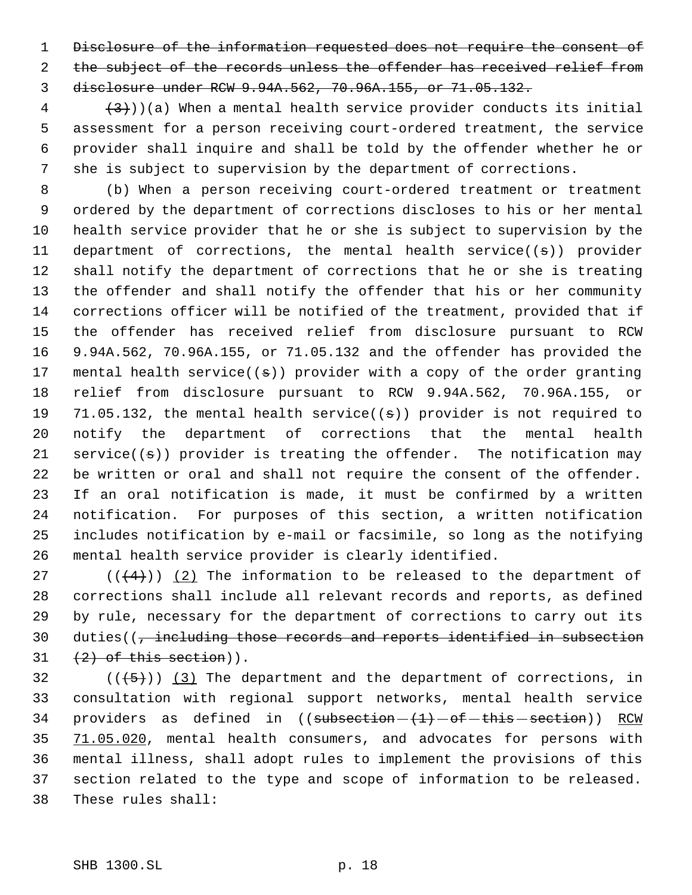~~Disclosure of the information requested does not require the consent of the subject of the records unless the offender has received relief from disclosure under RCW 9.94A.562, 70.96A.155, or 71.05.132.~~

~~(3)~~))(a) When a mental health service provider conducts its initial assessment for a person receiving court-ordered treatment, the service provider shall inquire and shall be told by the offender whether he or she is subject to supervision by the department of corrections.

(b) When a person receiving court-ordered treatment or treatment ordered by the department of corrections discloses to his or her mental health service provider that he or she is subject to supervision by the department of corrections, the mental health service((~~s~~)) provider shall notify the department of corrections that he or she is treating the offender and shall notify the offender that his or her community corrections officer will be notified of the treatment, provided that if the offender has received relief from disclosure pursuant to RCW 9.94A.562, 70.96A.155, or 71.05.132 and the offender has provided the mental health service((~~s~~)) provider with a copy of the order granting relief from disclosure pursuant to RCW 9.94A.562, 70.96A.155, or 71.05.132, the mental health service((~~s~~)) provider is not required to notify the department of corrections that the mental health service((~~s~~)) provider is treating the offender. The notification may be written or oral and shall not require the consent of the offender. If an oral notification is made, it must be confirmed by a written notification. For purposes of this section, a written notification includes notification by e-mail or facsimile, so long as the notifying mental health service provider is clearly identified.

((~~(4)~~)) <u>(2)</u> The information to be released to the department of corrections shall include all relevant records and reports, as defined by rule, necessary for the department of corrections to carry out its duties((~~, including those records and reports identified in subsection (2) of this section~~)).

((~~(5)~~)) <u>(3)</u> The department and the department of corrections, in consultation with regional support networks, mental health service providers as defined in ((~~subsection (1) of this section~~)) <u>RCW 71.05.020</u>, mental health consumers, and advocates for persons with mental illness, shall adopt rules to implement the provisions of this section related to the type and scope of information to be released. These rules shall: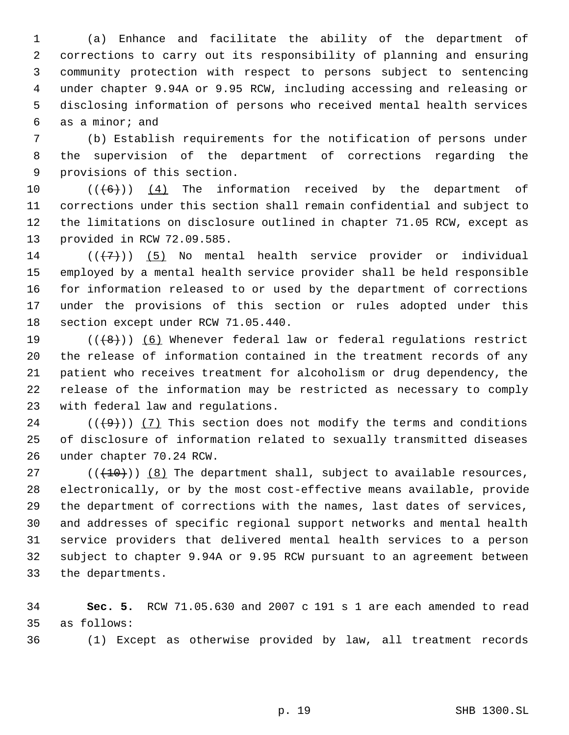(a) Enhance and facilitate the ability of the department of corrections to carry out its responsibility of planning and ensuring community protection with respect to persons subject to sentencing under chapter 9.94A or 9.95 RCW, including accessing and releasing or disclosing information of persons who received mental health services as a minor; and

(b) Establish requirements for the notification of persons under the supervision of the department of corrections regarding the provisions of this section.

~~((6))~~ (4) The information received by the department of corrections under this section shall remain confidential and subject to the limitations on disclosure outlined in chapter 71.05 RCW, except as provided in RCW 72.09.585.

~~((7))~~ (5) No mental health service provider or individual employed by a mental health service provider shall be held responsible for information released to or used by the department of corrections under the provisions of this section or rules adopted under this section except under RCW 71.05.440.

~~((8))~~ (6) Whenever federal law or federal regulations restrict the release of information contained in the treatment records of any patient who receives treatment for alcoholism or drug dependency, the release of the information may be restricted as necessary to comply with federal law and regulations.

~~((9))~~ (7) This section does not modify the terms and conditions of disclosure of information related to sexually transmitted diseases under chapter 70.24 RCW.

~~((10))~~ (8) The department shall, subject to available resources, electronically, or by the most cost-effective means available, provide the department of corrections with the names, last dates of services, and addresses of specific regional support networks and mental health service providers that delivered mental health services to a person subject to chapter 9.94A or 9.95 RCW pursuant to an agreement between the departments.

**Sec. 5.** RCW 71.05.630 and 2007 c 191 s 1 are each amended to read as follows:

(1) Except as otherwise provided by law, all treatment records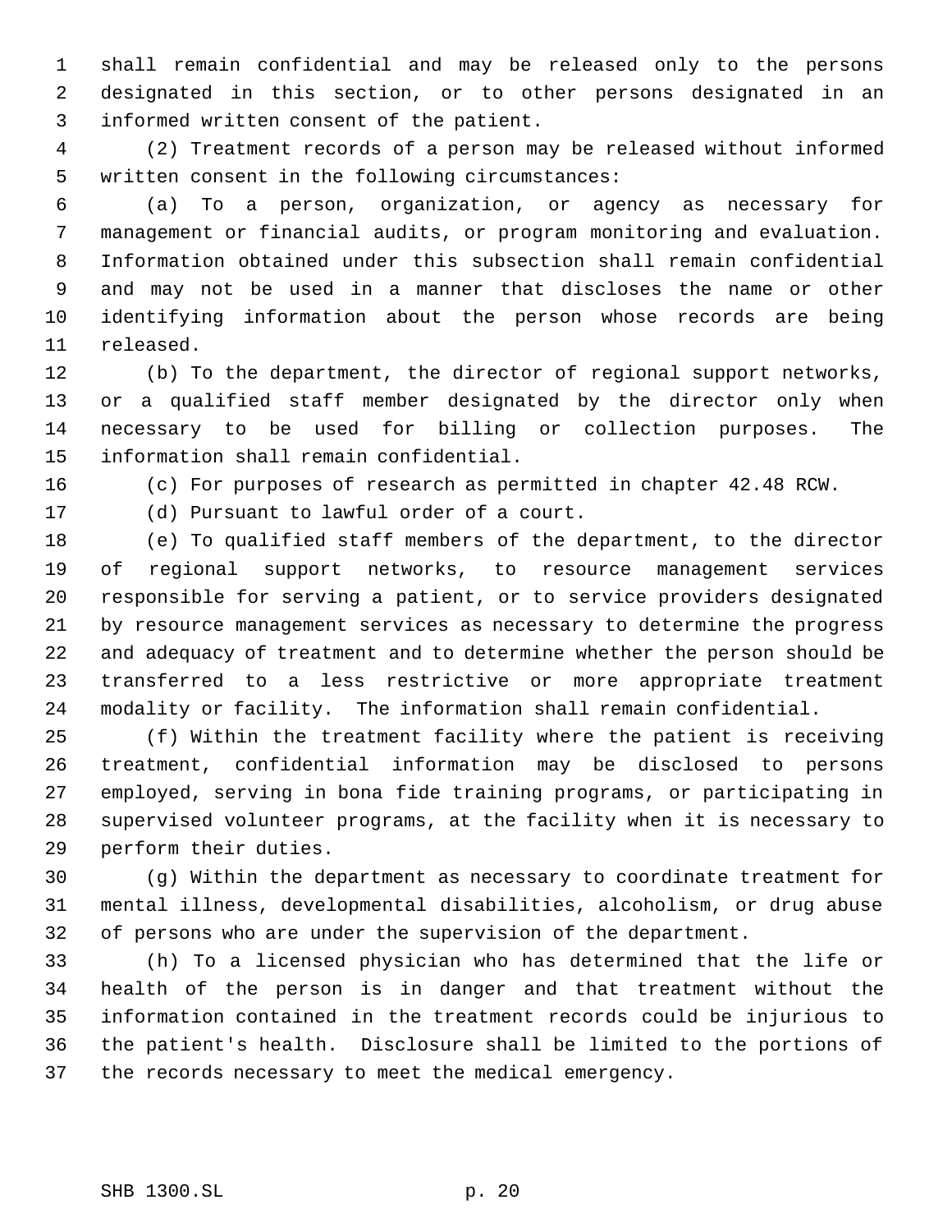shall remain confidential and may be released only to the persons designated in this section, or to other persons designated in an informed written consent of the patient.

(2) Treatment records of a person may be released without informed written consent in the following circumstances:

(a) To a person, organization, or agency as necessary for management or financial audits, or program monitoring and evaluation. Information obtained under this subsection shall remain confidential and may not be used in a manner that discloses the name or other identifying information about the person whose records are being released.

(b) To the department, the director of regional support networks, or a qualified staff member designated by the director only when necessary to be used for billing or collection purposes. The information shall remain confidential.

(c) For purposes of research as permitted in chapter 42.48 RCW.

(d) Pursuant to lawful order of a court.

(e) To qualified staff members of the department, to the director of regional support networks, to resource management services responsible for serving a patient, or to service providers designated by resource management services as necessary to determine the progress and adequacy of treatment and to determine whether the person should be transferred to a less restrictive or more appropriate treatment modality or facility. The information shall remain confidential.

(f) Within the treatment facility where the patient is receiving treatment, confidential information may be disclosed to persons employed, serving in bona fide training programs, or participating in supervised volunteer programs, at the facility when it is necessary to perform their duties.

(g) Within the department as necessary to coordinate treatment for mental illness, developmental disabilities, alcoholism, or drug abuse of persons who are under the supervision of the department.

(h) To a licensed physician who has determined that the life or health of the person is in danger and that treatment without the information contained in the treatment records could be injurious to the patient's health. Disclosure shall be limited to the portions of the records necessary to meet the medical emergency.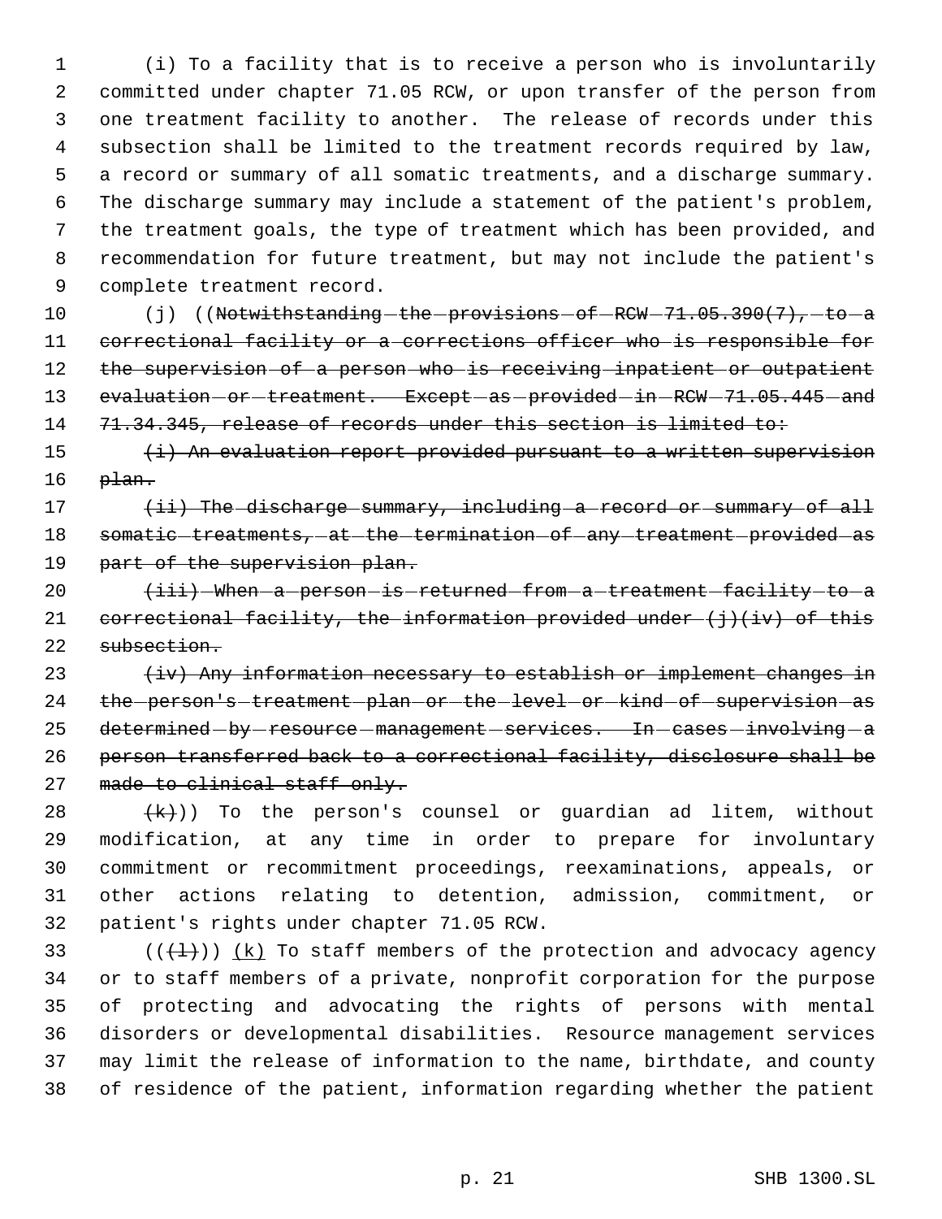(i) To a facility that is to receive a person who is involuntarily committed under chapter 71.05 RCW, or upon transfer of the person from one treatment facility to another. The release of records under this subsection shall be limited to the treatment records required by law, a record or summary of all somatic treatments, and a discharge summary. The discharge summary may include a statement of the patient's problem, the treatment goals, the type of treatment which has been provided, and recommendation for future treatment, but may not include the patient's complete treatment record.

(j) ((~~Notwithstanding the provisions of RCW 71.05.390(7), to a correctional facility or a corrections officer who is responsible for the supervision of a person who is receiving inpatient or outpatient evaluation or treatment. Except as provided in RCW 71.05.445 and 71.34.345, release of records under this section is limited to:~~

~~(i) An evaluation report provided pursuant to a written supervision plan.~~

~~(ii) The discharge summary, including a record or summary of all somatic treatments, at the termination of any treatment provided as part of the supervision plan.~~

~~(iii) When a person is returned from a treatment facility to a correctional facility, the information provided under (j)(iv) of this subsection.~~

~~(iv) Any information necessary to establish or implement changes in the person's treatment plan or the level or kind of supervision as determined by resource management services. In cases involving a person transferred back to a correctional facility, disclosure shall be made to clinical staff only.~~

~~(k)~~)) To the person's counsel or guardian ad litem, without modification, at any time in order to prepare for involuntary commitment or recommitment proceedings, reexaminations, appeals, or other actions relating to detention, admission, commitment, or patient's rights under chapter 71.05 RCW.

((~~(l)~~)) <u>(k)</u> To staff members of the protection and advocacy agency or to staff members of a private, nonprofit corporation for the purpose of protecting and advocating the rights of persons with mental disorders or developmental disabilities. Resource management services may limit the release of information to the name, birthdate, and county of residence of the patient, information regarding whether the patient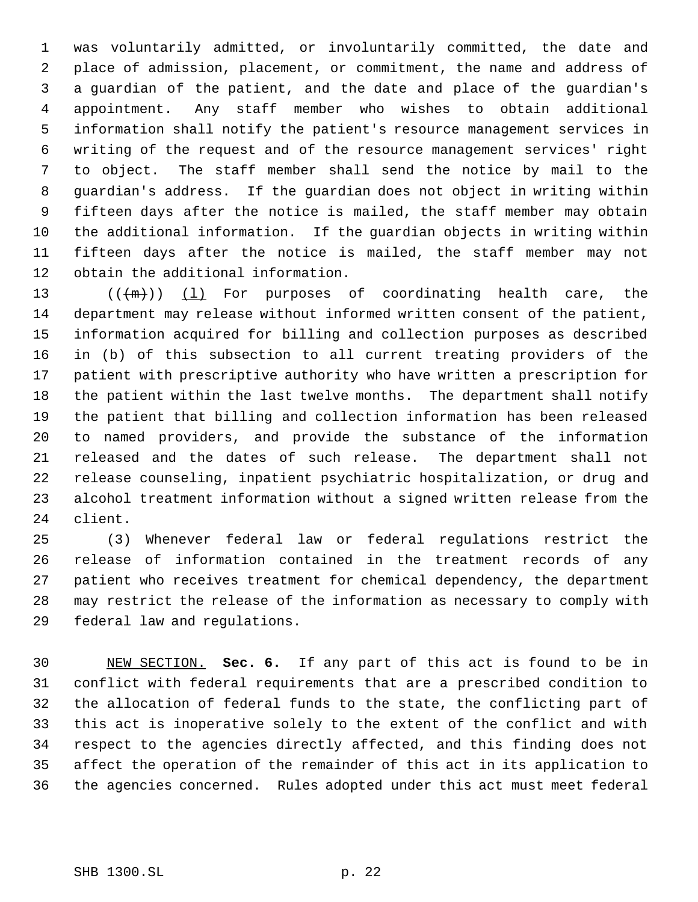was voluntarily admitted, or involuntarily committed, the date and place of admission, placement, or commitment, the name and address of a guardian of the patient, and the date and place of the guardian's appointment. Any staff member who wishes to obtain additional information shall notify the patient's resource management services in writing of the request and of the resource management services' right to object. The staff member shall send the notice by mail to the guardian's address. If the guardian does not object in writing within fifteen days after the notice is mailed, the staff member may obtain the additional information. If the guardian objects in writing within fifteen days after the notice is mailed, the staff member may not obtain the additional information.

(((m))) (l) For purposes of coordinating health care, the department may release without informed written consent of the patient, information acquired for billing and collection purposes as described in (b) of this subsection to all current treating providers of the patient with prescriptive authority who have written a prescription for the patient within the last twelve months. The department shall notify the patient that billing and collection information has been released to named providers, and provide the substance of the information released and the dates of such release. The department shall not release counseling, inpatient psychiatric hospitalization, or drug and alcohol treatment information without a signed written release from the client.

(3) Whenever federal law or federal regulations restrict the release of information contained in the treatment records of any patient who receives treatment for chemical dependency, the department may restrict the release of the information as necessary to comply with federal law and regulations.

NEW SECTION. **Sec. 6.** If any part of this act is found to be in conflict with federal requirements that are a prescribed condition to the allocation of federal funds to the state, the conflicting part of this act is inoperative solely to the extent of the conflict and with respect to the agencies directly affected, and this finding does not affect the operation of the remainder of this act in its application to the agencies concerned. Rules adopted under this act must meet federal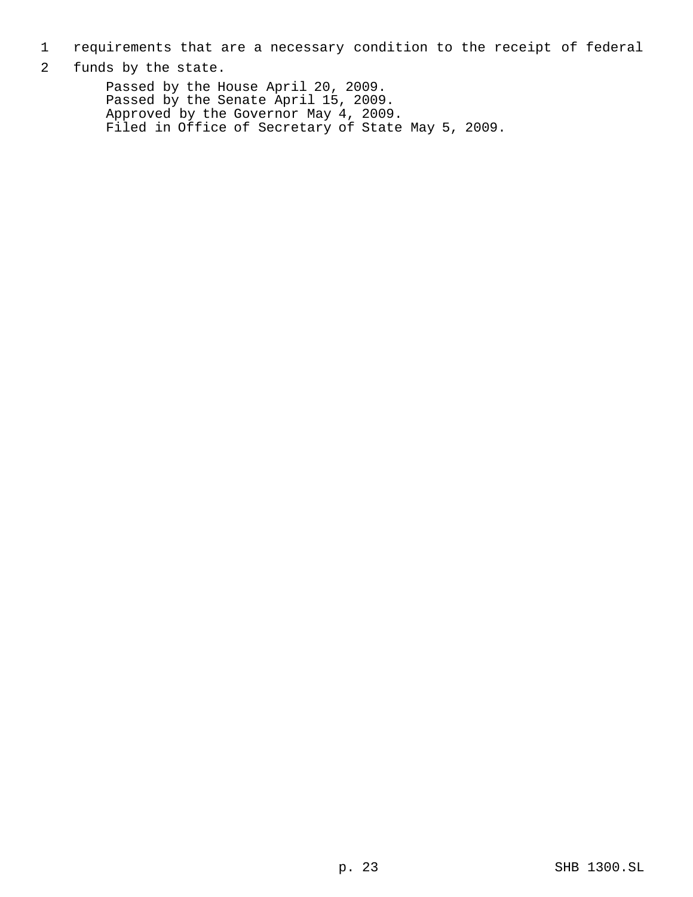requirements that are a necessary condition to the receipt of federal funds by the state.

Passed by the House April 20, 2009.
Passed by the Senate April 15, 2009.
Approved by the Governor May 4, 2009.
Filed in Office of Secretary of State May 5, 2009.